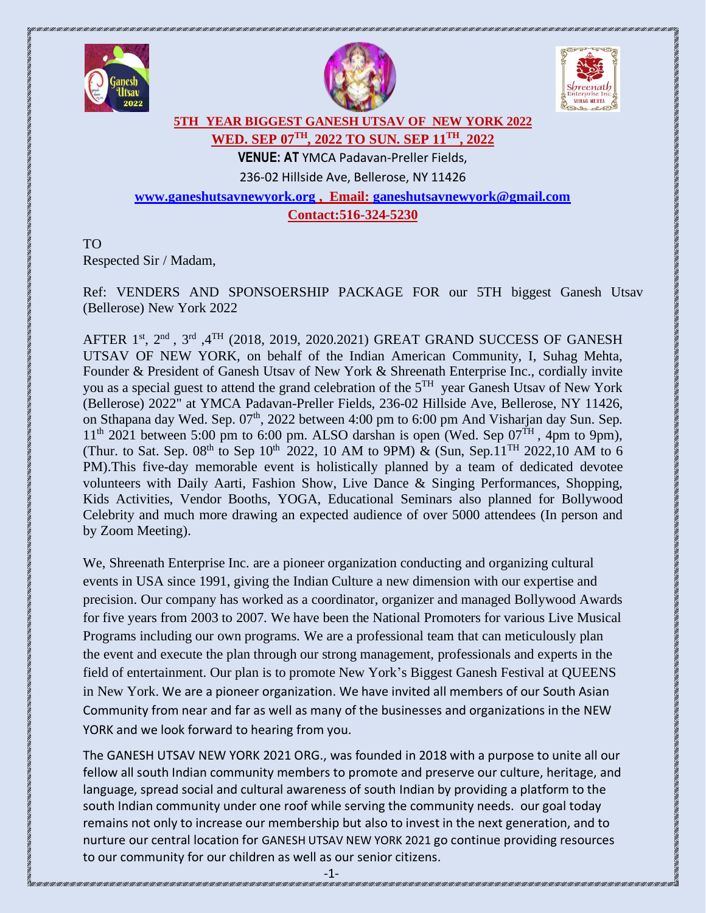**5TH YEAR BIGGEST GANESH UTSAV OF NEW YORK 2022**

**WED. SEP 07TH, 2022 TO SUN. SEP 11TH, 2022**

**VENUE: AT** YMCA Padavan-Preller Fields,

236-02 Hillside Ave, Bellerose, NY 11426

**www.ganeshutsavnewyork.org , Email: ganeshutsavnewyork@gmail.com**

**Contact:516-324-5230**

TO

Respected Sir / Madam,

Ref: VENDERS AND SPONSOERSHIP PACKAGE FOR our 5TH biggest Ganesh Utsav (Bellerose) New York 2022

AFTER 1st, 2nd , 3rd ,4TH (2018, 2019, 2020.2021) GREAT GRAND SUCCESS OF GANESH UTSAV OF NEW YORK, on behalf of the Indian American Community, I, Suhag Mehta, Founder & President of Ganesh Utsav of New York & Shreenath Enterprise Inc., cordially invite you as a special guest to attend the grand celebration of the 5TH year Ganesh Utsav of New York (Bellerose) 2022" at YMCA Padavan-Preller Fields, 236-02 Hillside Ave, Bellerose, NY 11426, on Sthapana day Wed. Sep. 07th, 2022 between 4:00 pm to 6:00 pm And Visharjan day Sun. Sep. 11th 2021 between 5:00 pm to 6:00 pm. ALSO darshan is open (Wed. Sep 07TH , 4pm to 9pm), (Thur. to Sat. Sep. 08th to Sep 10th 2022, 10 AM to 9PM) & (Sun, Sep.11TH 2022,10 AM to 6 PM).This five-day memorable event is holistically planned by a team of dedicated devotee volunteers with Daily Aarti, Fashion Show, Live Dance & Singing Performances, Shopping, Kids Activities, Vendor Booths, YOGA, Educational Seminars also planned for Bollywood Celebrity and much more drawing an expected audience of over 5000 attendees (In person and by Zoom Meeting).

We, Shreenath Enterprise Inc. are a pioneer organization conducting and organizing cultural events in USA since 1991, giving the Indian Culture a new dimension with our expertise and precision. Our company has worked as a coordinator, organizer and managed Bollywood Awards for five years from 2003 to 2007. We have been the National Promoters for various Live Musical Programs including our own programs. We are a professional team that can meticulously plan the event and execute the plan through our strong management, professionals and experts in the field of entertainment. Our plan is to promote New York's Biggest Ganesh Festival at QUEENS in New York. We are a pioneer organization. We have invited all members of our South Asian Community from near and far as well as many of the businesses and organizations in the NEW YORK and we look forward to hearing from you.

The GANESH UTSAV NEW YORK 2021 ORG., was founded in 2018 with a purpose to unite all our fellow all south Indian community members to promote and preserve our culture, heritage, and language, spread social and cultural awareness of south Indian by providing a platform to the south Indian community under one roof while serving the community needs. our goal today remains not only to increase our membership but also to invest in the next generation, and to nurture our central location for GANESH UTSAV NEW YORK 2021 go continue providing resources to our community for our children as well as our senior citizens.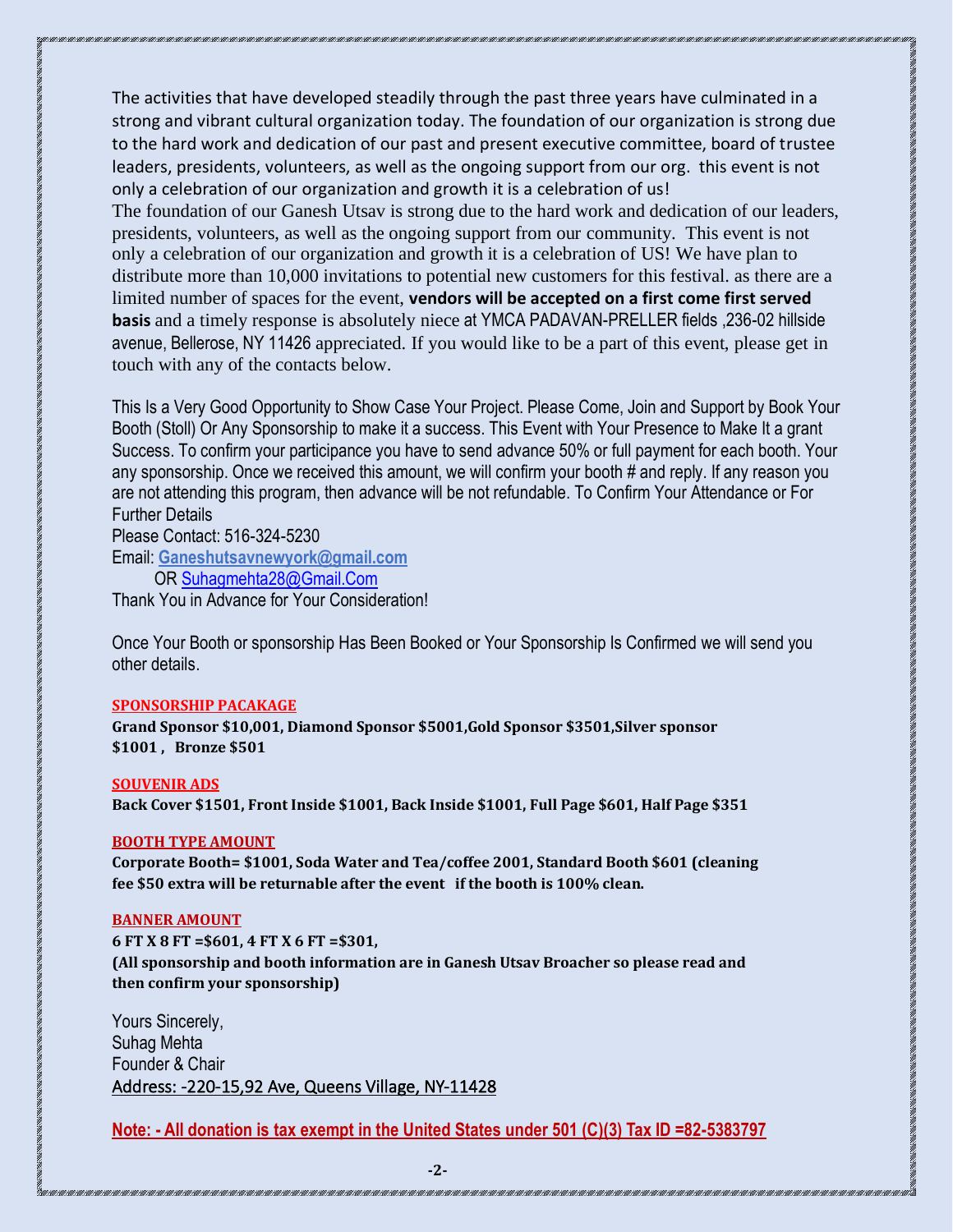The activities that have developed steadily through the past three years have culminated in a strong and vibrant cultural organization today. The foundation of our organization is strong due to the hard work and dedication of our past and present executive committee, board of trustee leaders, presidents, volunteers, as well as the ongoing support from our org. this event is not only a celebration of our organization and growth it is a celebration of us!
The foundation of our Ganesh Utsav is strong due to the hard work and dedication of our leaders, presidents, volunteers, as well as the ongoing support from our community. This event is not only a celebration of our organization and growth it is a celebration of US! We have plan to distribute more than 10,000 invitations to potential new customers for this festival. as there are a limited number of spaces for the event, **vendors will be accepted on a first come first served basis** and a timely response is absolutely niece at YMCA PADAVAN-PRELLER fields ,236-02 hillside avenue, Bellerose, NY 11426 appreciated. If you would like to be a part of this event, please get in touch with any of the contacts below.

This Is a Very Good Opportunity to Show Case Your Project. Please Come, Join and Support by Book Your Booth (Stoll) Or Any Sponsorship to make it a success. This Event with Your Presence to Make It a grant Success. To confirm your participance you have to send advance 50% or full payment for each booth. Your any sponsorship. Once we received this amount, we will confirm your booth # and reply. If any reason you are not attending this program, then advance will be not refundable. To Confirm Your Attendance or For Further Details
Please Contact: 516-324-5230
Email: **Ganeshutsavnewyork@gmail.com**
OR Suhagmehta28@Gmail.Com
Thank You in Advance for Your Consideration!

Once Your Booth or sponsorship Has Been Booked or Your Sponsorship Is Confirmed we will send you other details.

**SPONSORSHIP PACAKAGE**

**Grand Sponsor $10,001, Diamond Sponsor $5001,Gold Sponsor $3501,Silver sponsor $1001 , Bronze $501**

**SOUVENIR ADS**

**Back Cover $1501, Front Inside $1001, Back Inside $1001, Full Page $601, Half Page $351**

**BOOTH TYPE AMOUNT**

**Corporate Booth= $1001, Soda Water and Tea/coffee 2001, Standard Booth $601 (cleaning fee $50 extra will be returnable after the event if the booth is 100% clean.**

**BANNER AMOUNT**

**6 FT X 8 FT =$601, 4 FT X 6 FT =$301,**
**(All sponsorship and booth information are in Ganesh Utsav Broacher so please read and then confirm your sponsorship)**

Yours Sincerely,
Suhag Mehta
Founder & Chair
Address: -220-15,92 Ave, Queens Village, NY-11428

**Note: - All donation is tax exempt in the United States under 501 (C)(3) Tax ID =82-5383797**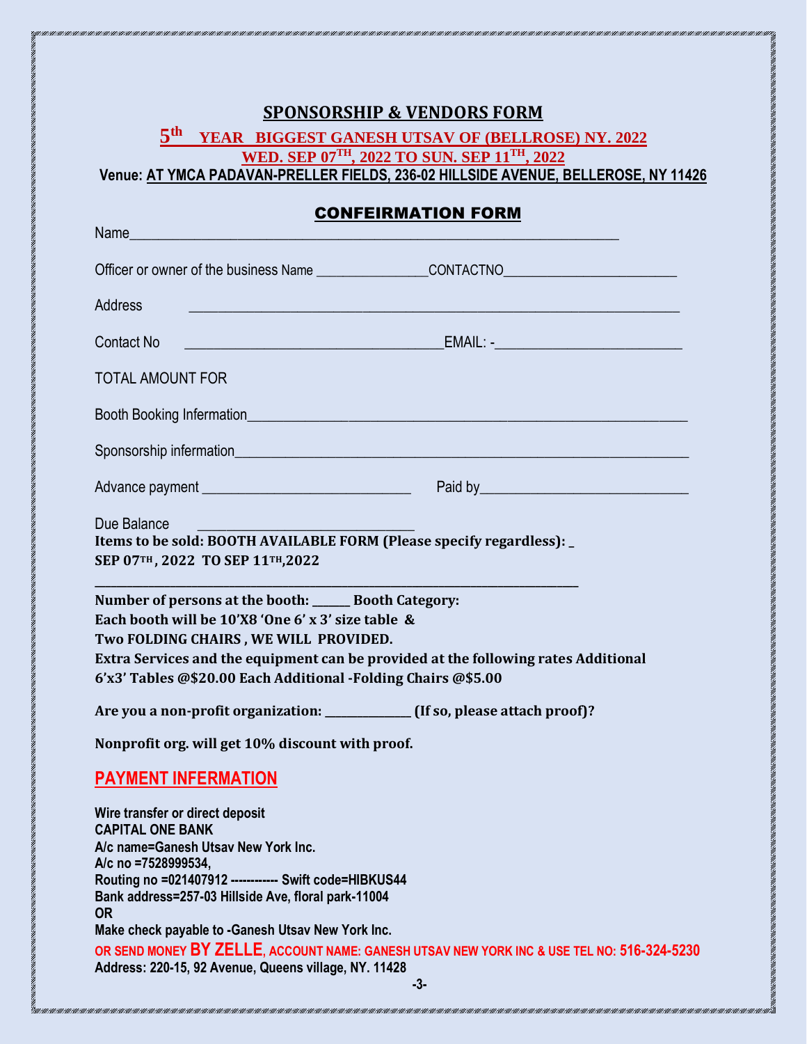## SPONSORSHIP & VENDORS FORM

### 5th YEAR BIGGEST GANESH UTSAV OF (BELLROSE) NY. 2022

### WED. SEP 07TH, 2022 TO SUN. SEP 11TH, 2022

**Venue: AT YMCA PADAVAN-PRELLER FIELDS, 236-02 HILLSIDE AVENUE, BELLEROSE, NY 11426**

## CONFEIRMATION FORM

Name_______________________________________________________________

Officer or owner of the business Name _______________CONTACTNO______________________

Address ______________________________________________________________

Contact No __________________________________EMAIL: -________________________

TOTAL AMOUNT FOR

Booth Booking Infermation_______________________________________________________

Sponsorship information_________________________________________________________

Advance payment ____________________________ Paid by___________________________

Due Balance ________________________________

**Items to be sold: BOOTH AVAILABLE FORM (Please specify regardless): _**
**SEP 07TH , 2022 TO SEP 11TH,2022**

**_______________________________________________________________________**

**Number of persons at the booth: ______ Booth Category:**
**Each booth will be 10'X8 'One 6' x 3' size table &**
**Two FOLDING CHAIRS , WE WILL PROVIDED.**
**Extra Services and the equipment can be provided at the following rates Additional 6'x3' Tables @$20.00 Each Additional -Folding Chairs @$5.00**

**Are you a non-profit organization: ______________ (If so, please attach proof)?**

**Nonprofit org. will get 10% discount with proof.**

## PAYMENT INFERMATION

**Wire transfer or direct deposit**
**CAPITAL ONE BANK**
**A/c name=Ganesh Utsav New York Inc.**
**A/c no =7528999534,**
**Routing no =021407912 ----------- Swift code=HIBKUS44**
**Bank address=257-03 Hillside Ave, floral park-11004**
**OR**
**Make check payable to -Ganesh Utsav New York Inc.**
**OR SEND MONEY BY ZELLE, ACCOUNT NAME: GANESH UTSAV NEW YORK INC & USE TEL NO: 516-324-5230**
**Address: 220-15, 92 Avenue, Queens village, NY. 11428**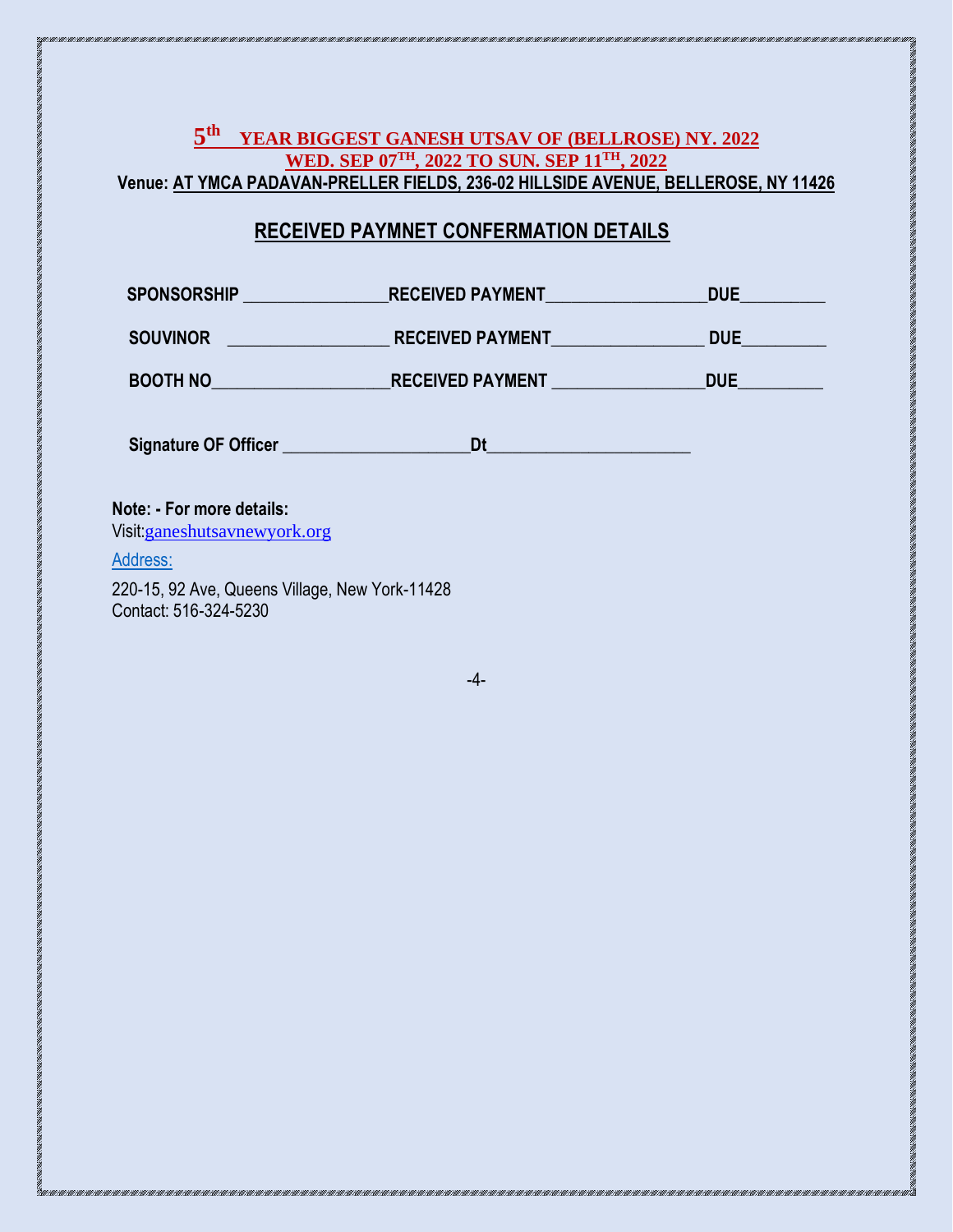**5th YEAR BIGGEST GANESH UTSAV OF (BELLROSE) NY. 2022**
**WED. SEP 07TH, 2022 TO SUN. SEP 11TH, 2022**

**Venue: AT YMCA PADAVAN-PRELLER FIELDS, 236-02 HILLSIDE AVENUE, BELLEROSE, NY 11426**

## RECEIVED PAYMNET CONFERMATION DETAILS

**SPONSORSHIP** ________________ **RECEIVED PAYMENT** __________________ **DUE** __________

**SOUVINOR** __________________ **RECEIVED PAYMENT** _________________ **DUE** __________

**BOOTH NO** ____________________ **RECEIVED PAYMENT** _________________ **DUE** __________

**Signature OF Officer** _____________________ **Dt** _______________________

**Note: - For more details:**

Visit:ganeshutsavnewyork.org

Address:

220-15, 92 Ave, Queens Village, New York-11428
Contact: 516-324-5230